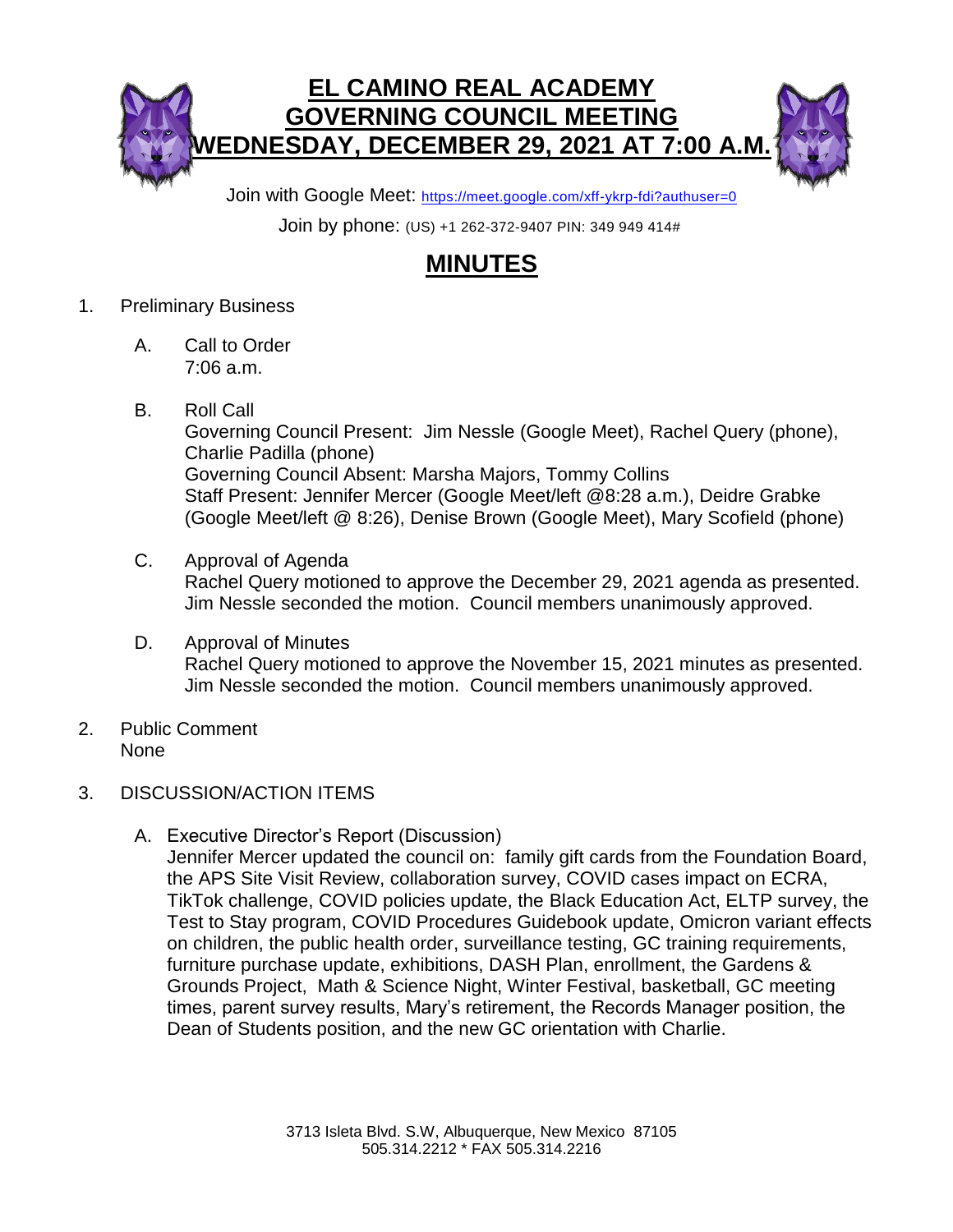# EL CAMINO REAL ACADEMY
# GOVERNING COUNCIL MEETING
# WEDNESDAY, DECEMBER 29, 2021 AT 7:00 A.M.

Join with Google Meet: https://meet.google.com/xff-ykrp-fdi?authuser=0

Join by phone: (US) +1 262-372-9407 PIN: 349 949 414#

## MINUTES

1. Preliminary Business

   A. Call to Order
   7:06 a.m.

   B. Roll Call
   Governing Council Present: Jim Nessle (Google Meet), Rachel Query (phone), Charlie Padilla (phone)
   Governing Council Absent: Marsha Majors, Tommy Collins
   Staff Present: Jennifer Mercer (Google Meet/left @8:28 a.m.), Deidre Grabke (Google Meet/left @ 8:26), Denise Brown (Google Meet), Mary Scofield (phone)

   C. Approval of Agenda
   Rachel Query motioned to approve the December 29, 2021 agenda as presented. Jim Nessle seconded the motion. Council members unanimously approved.

   D. Approval of Minutes
   Rachel Query motioned to approve the November 15, 2021 minutes as presented. Jim Nessle seconded the motion. Council members unanimously approved.

2. Public Comment
   None

3. DISCUSSION/ACTION ITEMS

   A. Executive Director's Report (Discussion)
   Jennifer Mercer updated the council on: family gift cards from the Foundation Board, the APS Site Visit Review, collaboration survey, COVID cases impact on ECRA, TikTok challenge, COVID policies update, the Black Education Act, ELTP survey, the Test to Stay program, COVID Procedures Guidebook update, Omicron variant effects on children, the public health order, surveillance testing, GC training requirements, furniture purchase update, exhibitions, DASH Plan, enrollment, the Gardens & Grounds Project, Math & Science Night, Winter Festival, basketball, GC meeting times, parent survey results, Mary's retirement, the Records Manager position, the Dean of Students position, and the new GC orientation with Charlie.

3713 Isleta Blvd. S.W, Albuquerque, New Mexico 87105
505.314.2212 * FAX 505.314.2216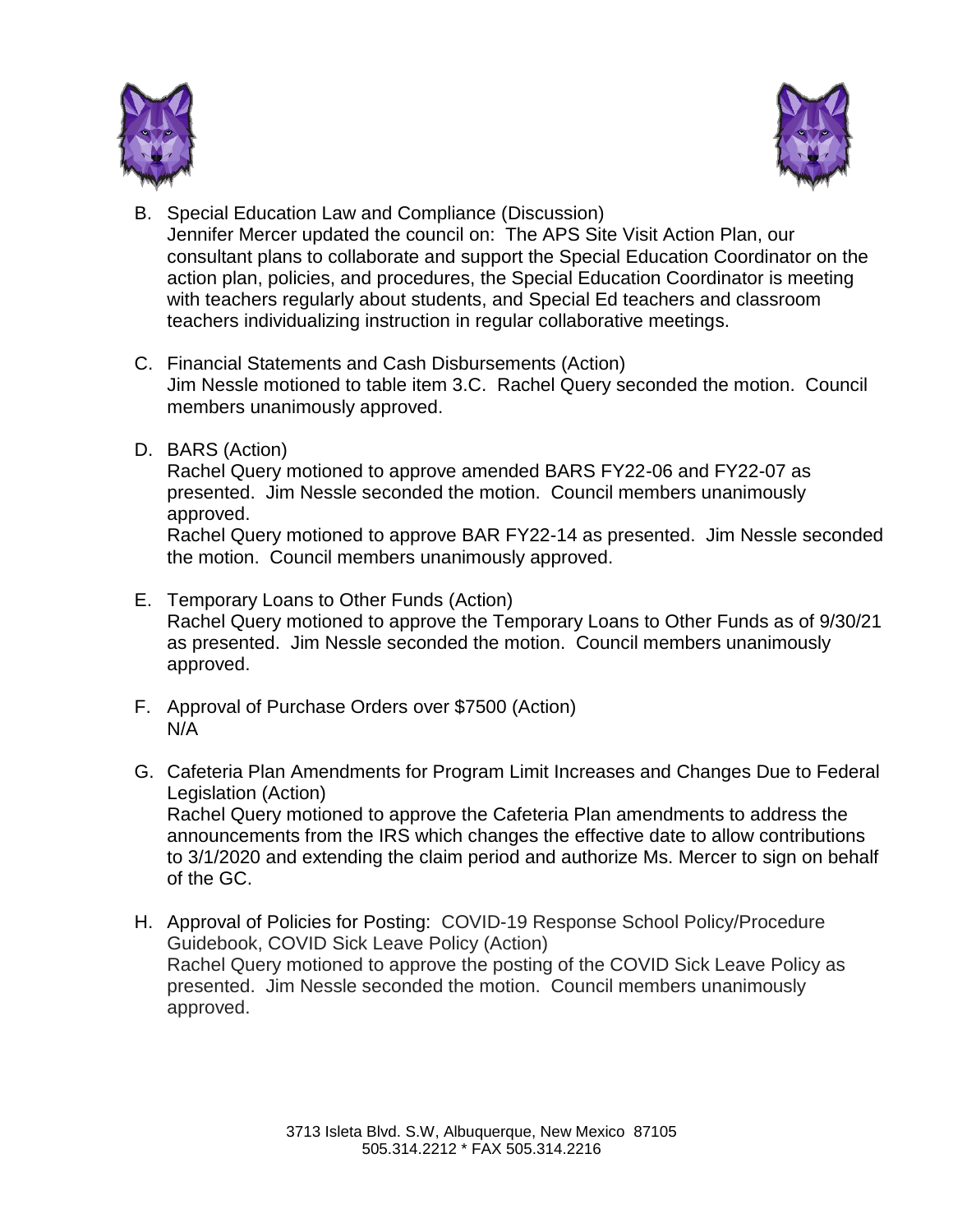B. Special Education Law and Compliance (Discussion)
   Jennifer Mercer updated the council on: The APS Site Visit Action Plan, our consultant plans to collaborate and support the Special Education Coordinator on the action plan, policies, and procedures, the Special Education Coordinator is meeting with teachers regularly about students, and Special Ed teachers and classroom teachers individualizing instruction in regular collaborative meetings.

C. Financial Statements and Cash Disbursements (Action)
   Jim Nessle motioned to table item 3.C. Rachel Query seconded the motion. Council members unanimously approved.

D. BARS (Action)
   Rachel Query motioned to approve amended BARS FY22-06 and FY22-07 as presented. Jim Nessle seconded the motion. Council members unanimously approved.
   Rachel Query motioned to approve BAR FY22-14 as presented. Jim Nessle seconded the motion. Council members unanimously approved.

E. Temporary Loans to Other Funds (Action)
   Rachel Query motioned to approve the Temporary Loans to Other Funds as of 9/30/21 as presented. Jim Nessle seconded the motion. Council members unanimously approved.

F. Approval of Purchase Orders over $7500 (Action)
   N/A

G. Cafeteria Plan Amendments for Program Limit Increases and Changes Due to Federal Legislation (Action)
   Rachel Query motioned to approve the Cafeteria Plan amendments to address the announcements from the IRS which changes the effective date to allow contributions to 3/1/2020 and extending the claim period and authorize Ms. Mercer to sign on behalf of the GC.

H. Approval of Policies for Posting: COVID-19 Response School Policy/Procedure Guidebook, COVID Sick Leave Policy (Action)
   Rachel Query motioned to approve the posting of the COVID Sick Leave Policy as presented. Jim Nessle seconded the motion. Council members unanimously approved.

3713 Isleta Blvd. S.W, Albuquerque, New Mexico 87105
505.314.2212 * FAX 505.314.2216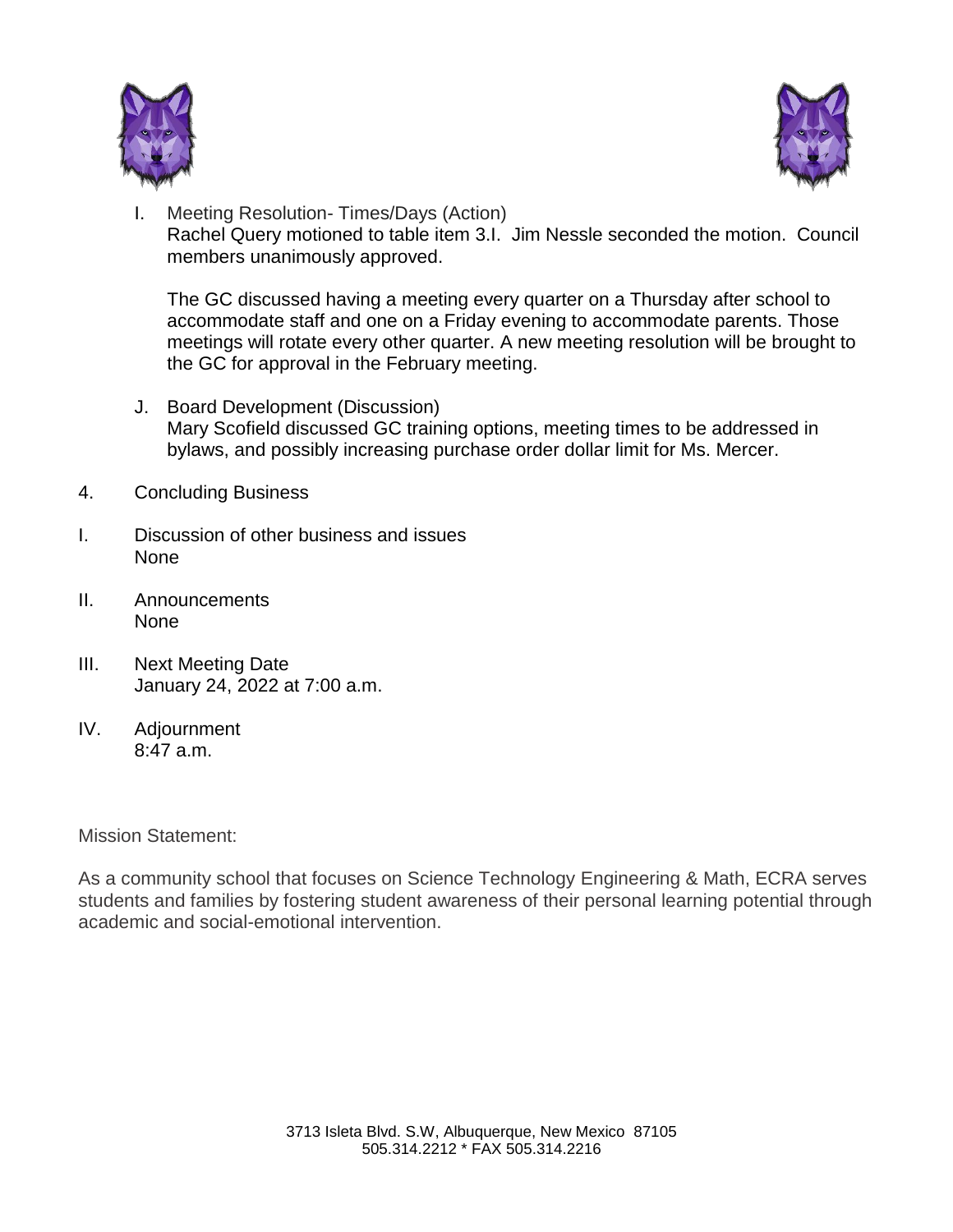I. Meeting Resolution- Times/Days (Action)
   Rachel Query motioned to table item 3.I. Jim Nessle seconded the motion. Council members unanimously approved.

   The GC discussed having a meeting every quarter on a Thursday after school to accommodate staff and one on a Friday evening to accommodate parents. Those meetings will rotate every other quarter. A new meeting resolution will be brought to the GC for approval in the February meeting.

J. Board Development (Discussion)
   Mary Scofield discussed GC training options, meeting times to be addressed in bylaws, and possibly increasing purchase order dollar limit for Ms. Mercer.

4. Concluding Business

I. Discussion of other business and issues
   None

II. Announcements
   None

III. Next Meeting Date
   January 24, 2022 at 7:00 a.m.

IV. Adjournment
   8:47 a.m.

Mission Statement:

As a community school that focuses on Science Technology Engineering & Math, ECRA serves students and families by fostering student awareness of their personal learning potential through academic and social-emotional intervention.

3713 Isleta Blvd. S.W, Albuquerque, New Mexico 87105
505.314.2212 * FAX 505.314.2216